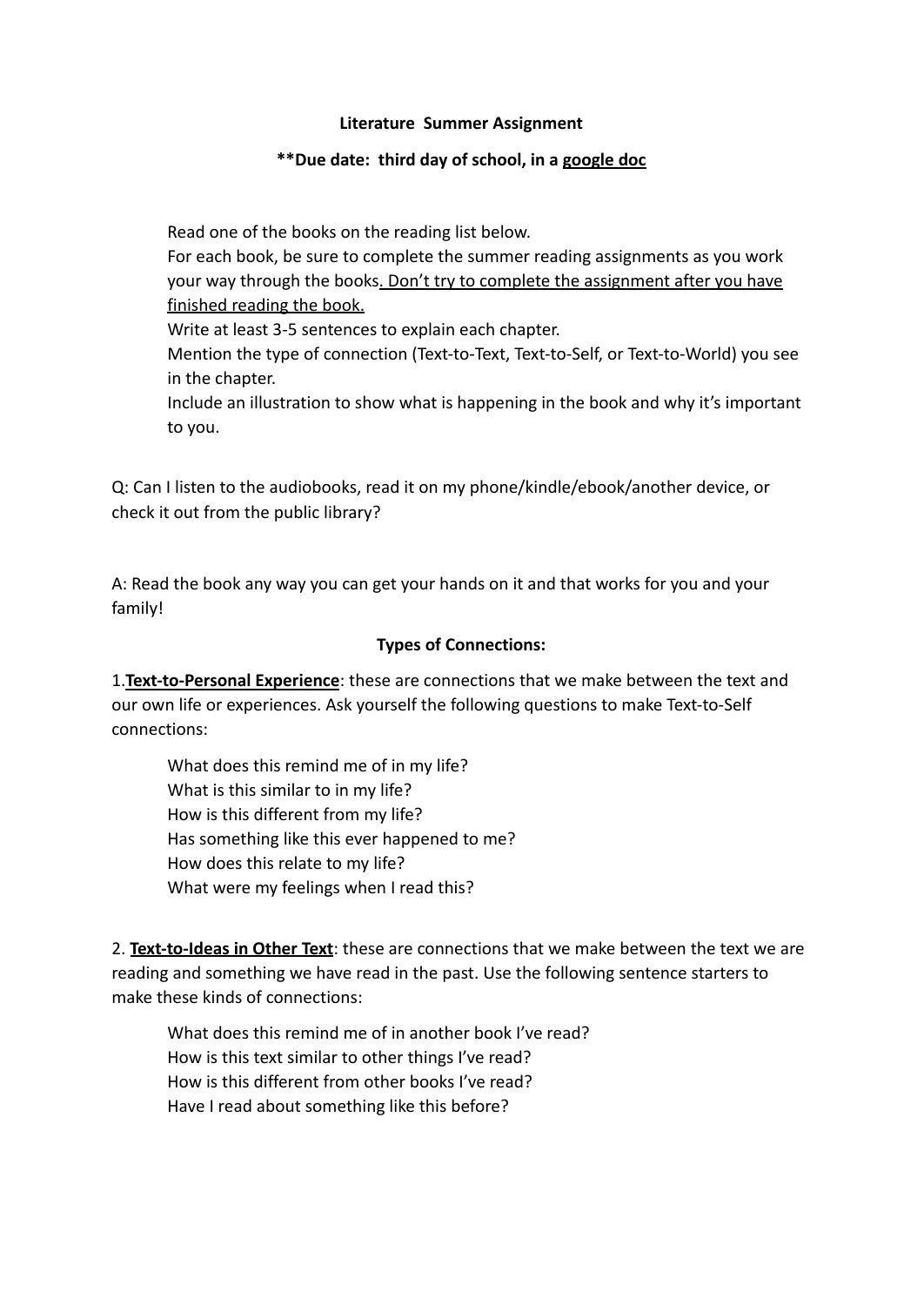**Literature Summer Assignment**

**\*\*Due date: third day of school, in a google doc**

- Read one of the books on the reading list below.
- For each book, be sure to complete the summer reading assignments as you work your way through the books. Don't try to complete the assignment after you have finished reading the book.
- Write at least 3-5 sentences to explain each chapter.
- Mention the type of connection (Text-to-Text, Text-to-Self, or Text-to-World) you see in the chapter.
- Include an illustration to show what is happening in the book and why it's important to you.

Q: Can I listen to the audiobooks, read it on my phone/kindle/ebook/another device, or check it out from the public library?

A: Read the book any way you can get your hands on it and that works for you and your family!

**Types of Connections:**

1. **Text-to-Personal Experience**: these are connections that we make between the text and our own life or experiences. Ask yourself the following questions to make Text-to-Self connections:

   - What does this remind me of in my life?
   - What is this similar to in my life?
   - How is this different from my life?
   - Has something like this ever happened to me?
   - How does this relate to my life?
   - What were my feelings when I read this?

2. **Text-to-Ideas in Other Text**: these are connections that we make between the text we are reading and something we have read in the past. Use the following sentence starters to make these kinds of connections:

   - What does this remind me of in another book I've read?
   - How is this text similar to other things I've read?
   - How is this different from other books I've read?
   - Have I read about something like this before?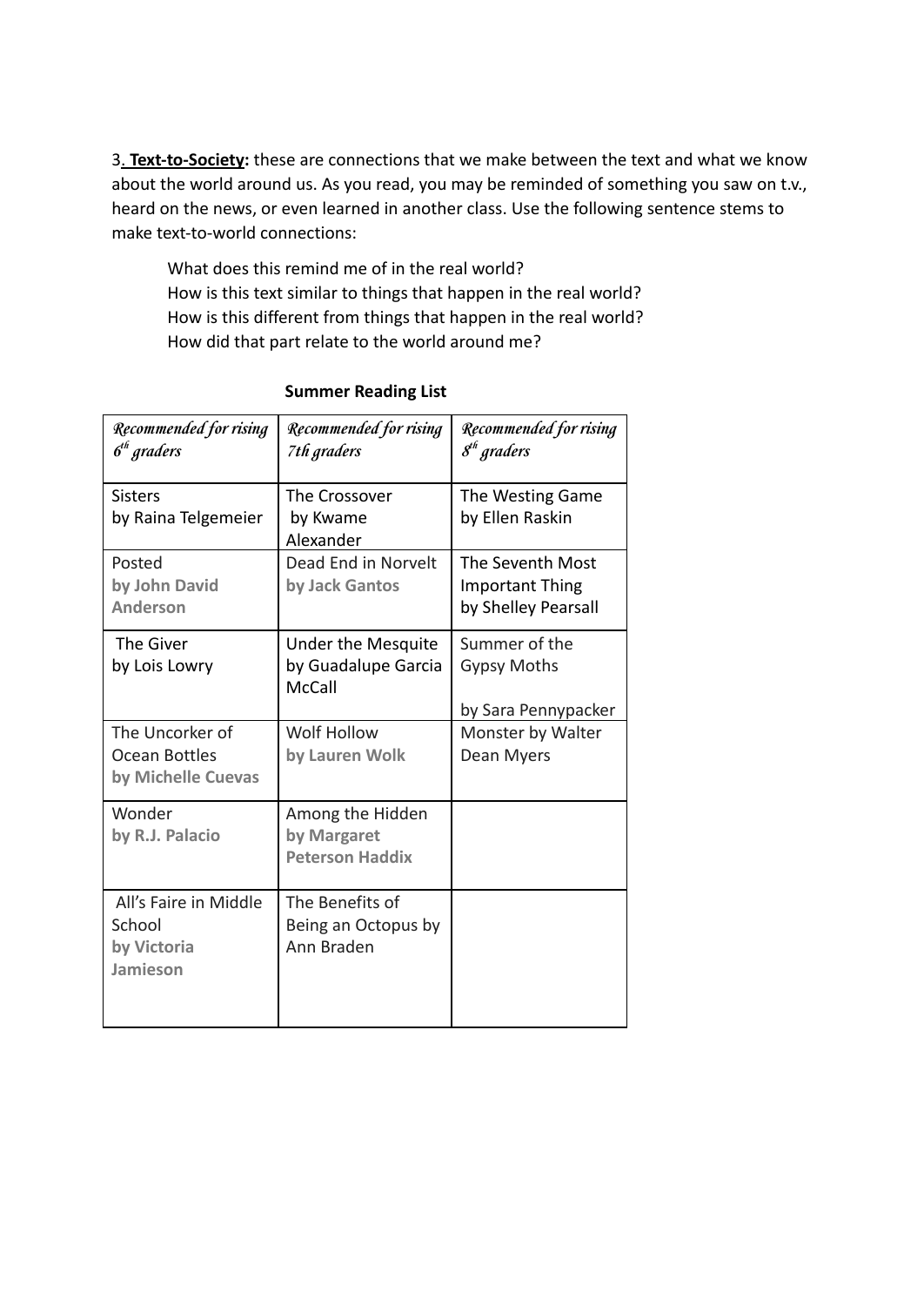3. **Text-to-Society:** these are connections that we make between the text and what we know about the world around us. As you read, you may be reminded of something you saw on t.v., heard on the news, or even learned in another class. Use the following sentence stems to make text-to-world connections:

> What does this remind me of in the real world?
> How is this text similar to things that happen in the real world?
> How is this different from things that happen in the real world?
> How did that part relate to the world around me?

**Summer Reading List**

| *Recommended for rising 6th graders* | *Recommended for rising 7th graders* | *Recommended for rising 8th graders* |
|---|---|---|
| Sisters by Raina Telgemeier | The Crossover by Kwame Alexander | The Westing Game by Ellen Raskin |
| Posted **by John David Anderson** | Dead End in Norvelt **by Jack Gantos** | The Seventh Most Important Thing by Shelley Pearsall |
| The Giver by Lois Lowry | Under the Mesquite by Guadalupe Garcia McCall | Summer of the Gypsy Moths by Sara Pennypacker |
| The Uncorker of Ocean Bottles **by Michelle Cuevas** | Wolf Hollow **by Lauren Wolk** | Monster by Walter Dean Myers |
| Wonder **by R.J. Palacio** | Among the Hidden **by Margaret Peterson Haddix** | |
| All's Faire in Middle School **by Victoria Jamieson** | The Benefits of Being an Octopus by Ann Braden | |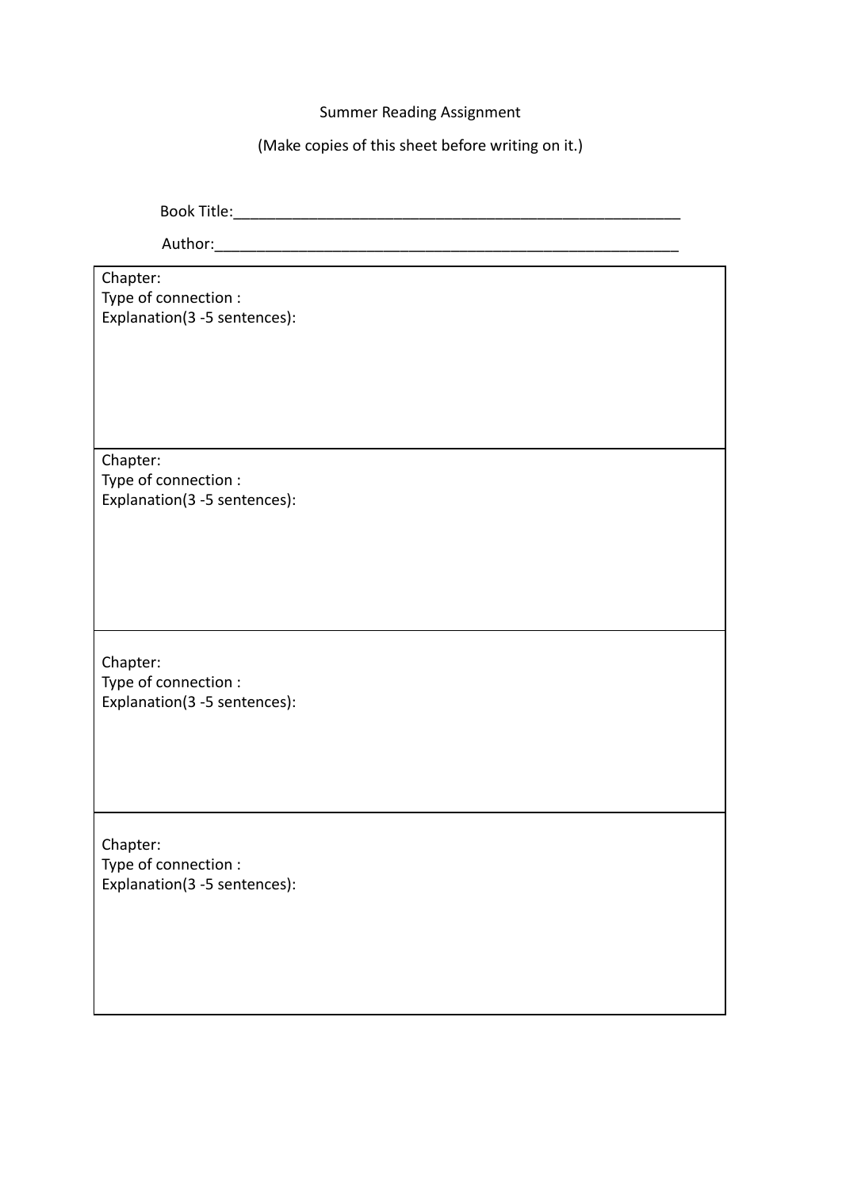Summer Reading Assignment

(Make copies of this sheet before writing on it.)

Book Title:_______________________________________________________

Author:_________________________________________________________

| |
|---|
| Chapter:<br>Type of connection :<br>Explanation(3 -5 sentences): |
| Chapter:<br>Type of connection :<br>Explanation(3 -5 sentences): |
| Chapter:<br>Type of connection :<br>Explanation(3 -5 sentences): |
| Chapter:<br>Type of connection :<br>Explanation(3 -5 sentences): |